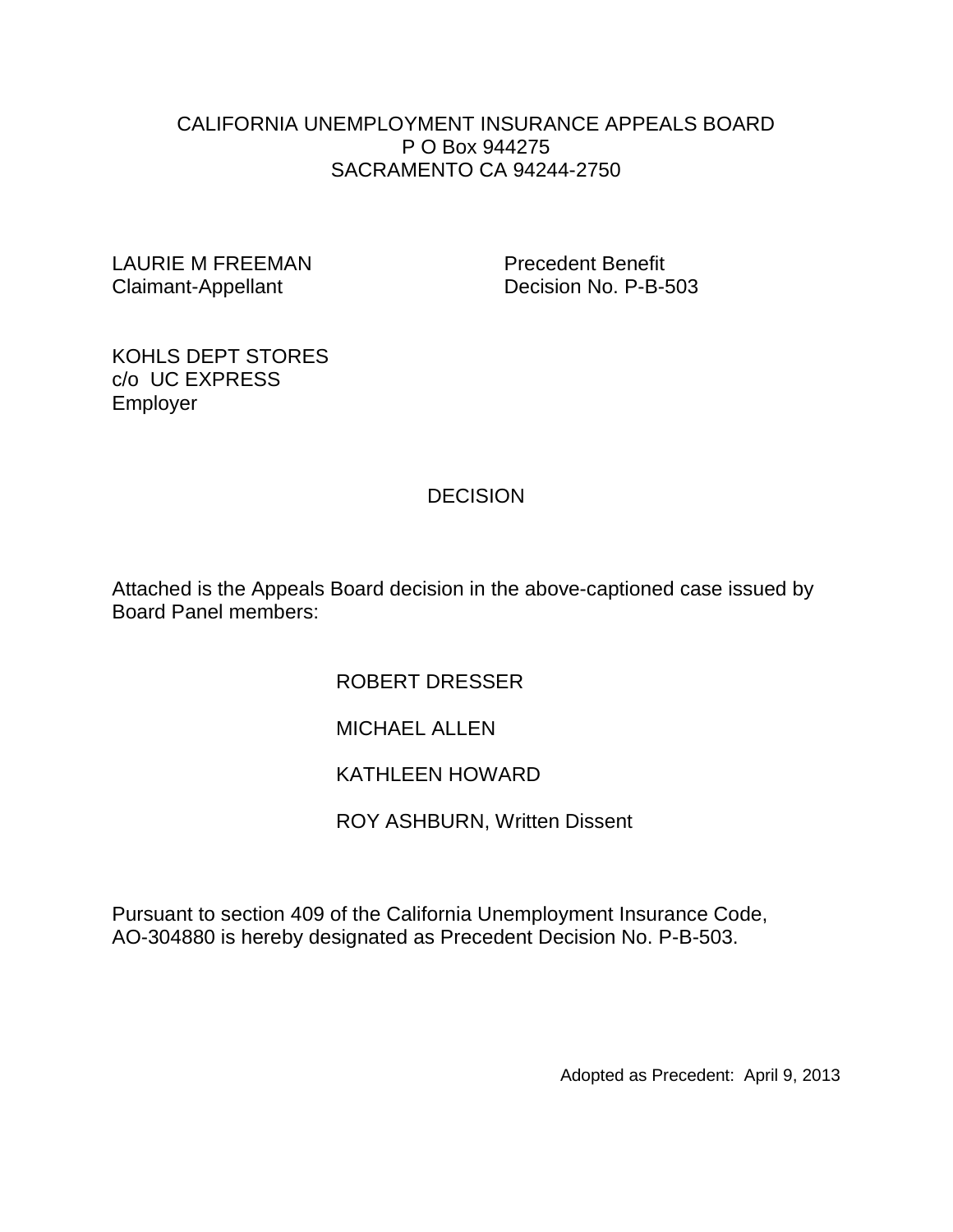CALIFORNIA UNEMPLOYMENT INSURANCE APPEALS BOARD
P O Box 944275
SACRAMENTO CA 94244-2750

LAURIE M FREEMAN
Claimant-Appellant

Precedent Benefit
Decision No. P-B-503

KOHLS DEPT STORES
c/o UC EXPRESS
Employer

# DECISION

Attached is the Appeals Board decision in the above-captioned case issued by Board Panel members:

ROBERT DRESSER

MICHAEL ALLEN

KATHLEEN HOWARD

ROY ASHBURN, Written Dissent

Pursuant to section 409 of the California Unemployment Insurance Code, AO-304880 is hereby designated as Precedent Decision No. P-B-503.

Adopted as Precedent: April 9, 2013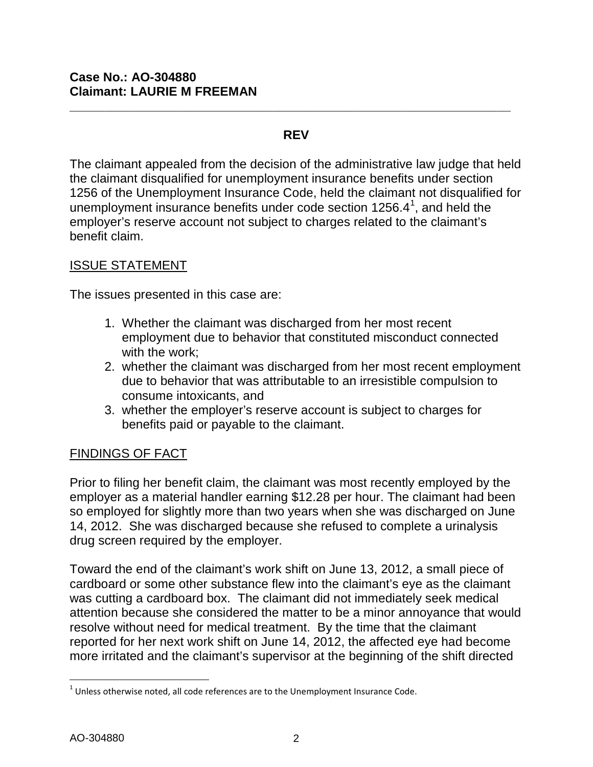**Case No.: AO-304880**
**Claimant: LAURIE M FREEMAN**

---

**REV**

The claimant appealed from the decision of the administrative law judge that held the claimant disqualified for unemployment insurance benefits under section 1256 of the Unemployment Insurance Code, held the claimant not disqualified for unemployment insurance benefits under code section 1256.4[1], and held the employer's reserve account not subject to charges related to the claimant's benefit claim.

## ISSUE STATEMENT

The issues presented in this case are:

1. Whether the claimant was discharged from her most recent employment due to behavior that constituted misconduct connected with the work;
2. whether the claimant was discharged from her most recent employment due to behavior that was attributable to an irresistible compulsion to consume intoxicants, and
3. whether the employer's reserve account is subject to charges for benefits paid or payable to the claimant.

## FINDINGS OF FACT

Prior to filing her benefit claim, the claimant was most recently employed by the employer as a material handler earning $12.28 per hour. The claimant had been so employed for slightly more than two years when she was discharged on June 14, 2012. She was discharged because she refused to complete a urinalysis drug screen required by the employer.

Toward the end of the claimant's work shift on June 13, 2012, a small piece of cardboard or some other substance flew into the claimant's eye as the claimant was cutting a cardboard box. The claimant did not immediately seek medical attention because she considered the matter to be a minor annoyance that would resolve without need for medical treatment. By the time that the claimant reported for her next work shift on June 14, 2012, the affected eye had become more irritated and the claimant's supervisor at the beginning of the shift directed

---

[1] Unless otherwise noted, all code references are to the Unemployment Insurance Code.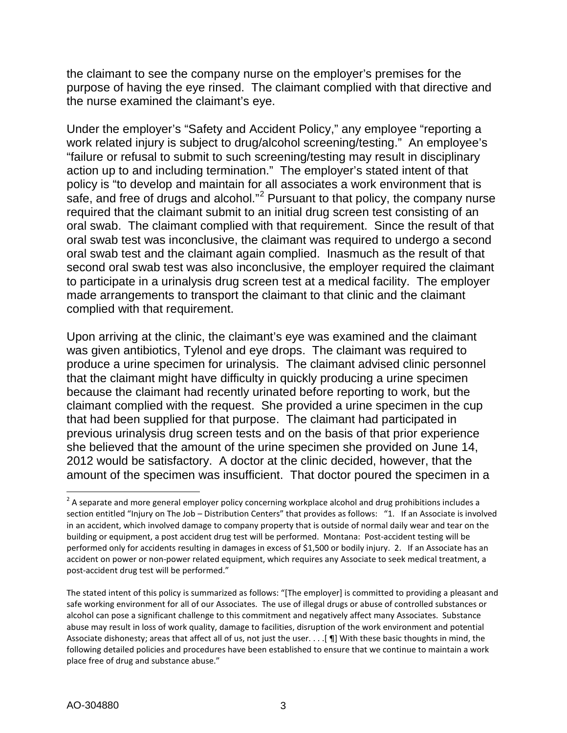the claimant to see the company nurse on the employer's premises for the purpose of having the eye rinsed. The claimant complied with that directive and the nurse examined the claimant's eye.

Under the employer's "Safety and Accident Policy," any employee "reporting a work related injury is subject to drug/alcohol screening/testing." An employee's "failure or refusal to submit to such screening/testing may result in disciplinary action up to and including termination." The employer's stated intent of that policy is "to develop and maintain for all associates a work environment that is safe, and free of drugs and alcohol."[2] Pursuant to that policy, the company nurse required that the claimant submit to an initial drug screen test consisting of an oral swab. The claimant complied with that requirement. Since the result of that oral swab test was inconclusive, the claimant was required to undergo a second oral swab test and the claimant again complied. Inasmuch as the result of that second oral swab test was also inconclusive, the employer required the claimant to participate in a urinalysis drug screen test at a medical facility. The employer made arrangements to transport the claimant to that clinic and the claimant complied with that requirement.

Upon arriving at the clinic, the claimant's eye was examined and the claimant was given antibiotics, Tylenol and eye drops. The claimant was required to produce a urine specimen for urinalysis. The claimant advised clinic personnel that the claimant might have difficulty in quickly producing a urine specimen because the claimant had recently urinated before reporting to work, but the claimant complied with the request. She provided a urine specimen in the cup that had been supplied for that purpose. The claimant had participated in previous urinalysis drug screen tests and on the basis of that prior experience she believed that the amount of the urine specimen she provided on June 14, 2012 would be satisfactory. A doctor at the clinic decided, however, that the amount of the specimen was insufficient. That doctor poured the specimen in a

---

[2] A separate and more general employer policy concerning workplace alcohol and drug prohibitions includes a section entitled "Injury on The Job – Distribution Centers" that provides as follows: "1. If an Associate is involved in an accident, which involved damage to company property that is outside of normal daily wear and tear on the building or equipment, a post accident drug test will be performed. Montana: Post-accident testing will be performed only for accidents resulting in damages in excess of $1,500 or bodily injury. 2. If an Associate has an accident on power or non-power related equipment, which requires any Associate to seek medical treatment, a post-accident drug test will be performed."

The stated intent of this policy is summarized as follows: "[The employer] is committed to providing a pleasant and safe working environment for all of our Associates. The use of illegal drugs or abuse of controlled substances or alcohol can pose a significant challenge to this commitment and negatively affect many Associates. Substance abuse may result in loss of work quality, damage to facilities, disruption of the work environment and potential Associate dishonesty; areas that affect all of us, not just the user. . . .[ ¶] With these basic thoughts in mind, the following detailed policies and procedures have been established to ensure that we continue to maintain a work place free of drug and substance abuse."

AO-304880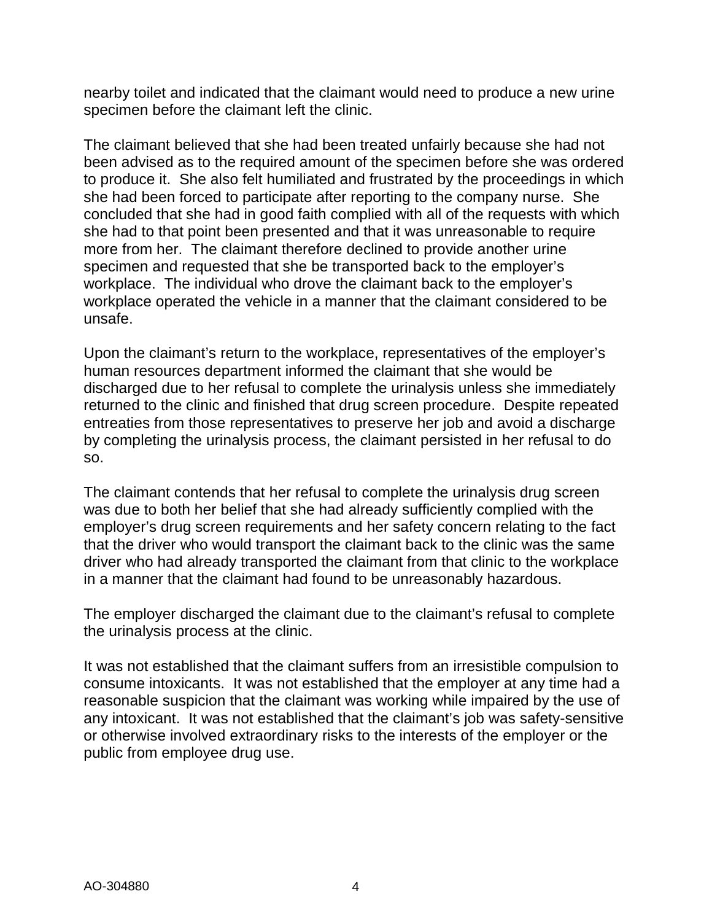nearby toilet and indicated that the claimant would need to produce a new urine specimen before the claimant left the clinic.

The claimant believed that she had been treated unfairly because she had not been advised as to the required amount of the specimen before she was ordered to produce it. She also felt humiliated and frustrated by the proceedings in which she had been forced to participate after reporting to the company nurse. She concluded that she had in good faith complied with all of the requests with which she had to that point been presented and that it was unreasonable to require more from her. The claimant therefore declined to provide another urine specimen and requested that she be transported back to the employer's workplace. The individual who drove the claimant back to the employer's workplace operated the vehicle in a manner that the claimant considered to be unsafe.

Upon the claimant's return to the workplace, representatives of the employer's human resources department informed the claimant that she would be discharged due to her refusal to complete the urinalysis unless she immediately returned to the clinic and finished that drug screen procedure. Despite repeated entreaties from those representatives to preserve her job and avoid a discharge by completing the urinalysis process, the claimant persisted in her refusal to do so.

The claimant contends that her refusal to complete the urinalysis drug screen was due to both her belief that she had already sufficiently complied with the employer's drug screen requirements and her safety concern relating to the fact that the driver who would transport the claimant back to the clinic was the same driver who had already transported the claimant from that clinic to the workplace in a manner that the claimant had found to be unreasonably hazardous.

The employer discharged the claimant due to the claimant's refusal to complete the urinalysis process at the clinic.

It was not established that the claimant suffers from an irresistible compulsion to consume intoxicants. It was not established that the employer at any time had a reasonable suspicion that the claimant was working while impaired by the use of any intoxicant. It was not established that the claimant's job was safety-sensitive or otherwise involved extraordinary risks to the interests of the employer or the public from employee drug use.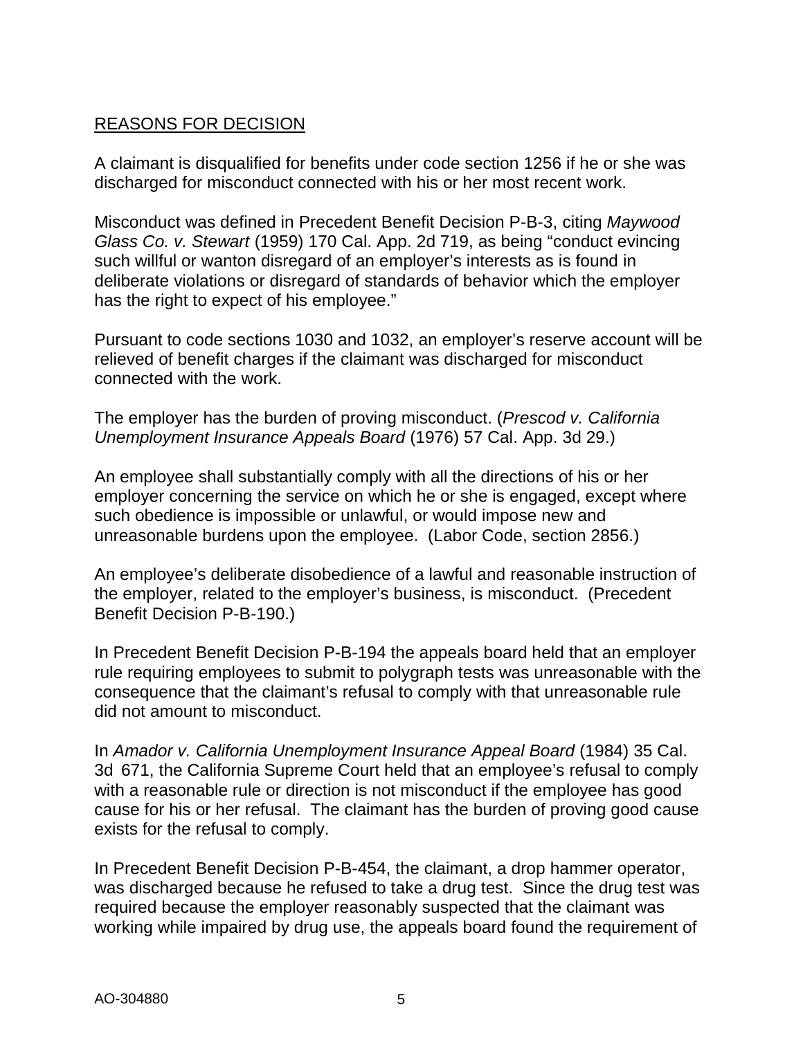REASONS FOR DECISION

A claimant is disqualified for benefits under code section 1256 if he or she was discharged for misconduct connected with his or her most recent work.

Misconduct was defined in Precedent Benefit Decision P-B-3, citing *Maywood Glass Co. v. Stewart* (1959) 170 Cal. App. 2d 719, as being "conduct evincing such willful or wanton disregard of an employer's interests as is found in deliberate violations or disregard of standards of behavior which the employer has the right to expect of his employee."

Pursuant to code sections 1030 and 1032, an employer's reserve account will be relieved of benefit charges if the claimant was discharged for misconduct connected with the work.

The employer has the burden of proving misconduct. (*Prescod v. California Unemployment Insurance Appeals Board* (1976) 57 Cal. App. 3d 29.)

An employee shall substantially comply with all the directions of his or her employer concerning the service on which he or she is engaged, except where such obedience is impossible or unlawful, or would impose new and unreasonable burdens upon the employee. (Labor Code, section 2856.)

An employee's deliberate disobedience of a lawful and reasonable instruction of the employer, related to the employer's business, is misconduct. (Precedent Benefit Decision P-B-190.)

In Precedent Benefit Decision P-B-194 the appeals board held that an employer rule requiring employees to submit to polygraph tests was unreasonable with the consequence that the claimant's refusal to comply with that unreasonable rule did not amount to misconduct.

In *Amador v. California Unemployment Insurance Appeal Board* (1984) 35 Cal. 3d 671, the California Supreme Court held that an employee's refusal to comply with a reasonable rule or direction is not misconduct if the employee has good cause for his or her refusal. The claimant has the burden of proving good cause exists for the refusal to comply.

In Precedent Benefit Decision P-B-454, the claimant, a drop hammer operator, was discharged because he refused to take a drug test. Since the drug test was required because the employer reasonably suspected that the claimant was working while impaired by drug use, the appeals board found the requirement of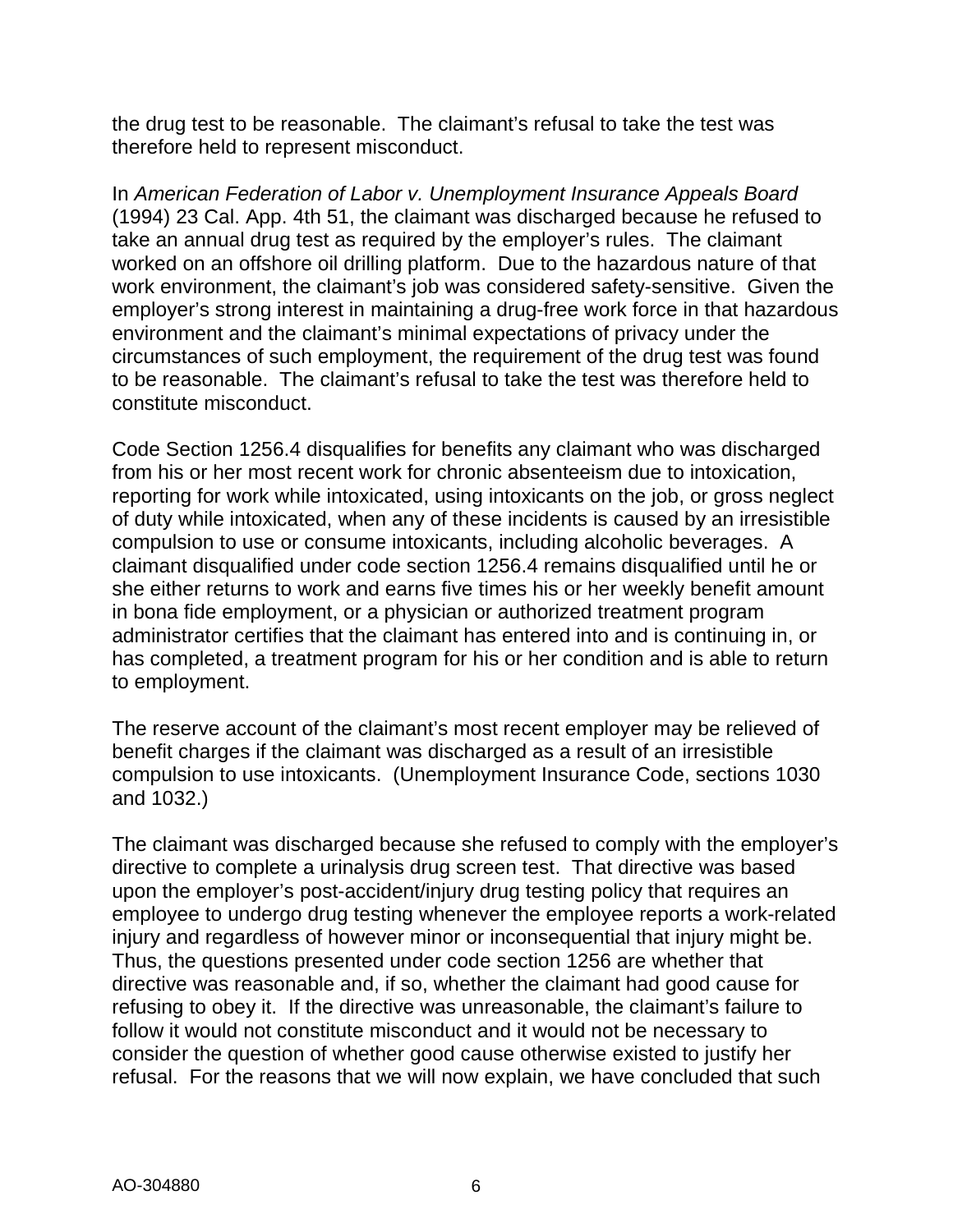the drug test to be reasonable. The claimant's refusal to take the test was therefore held to represent misconduct.

In *American Federation of Labor v. Unemployment Insurance Appeals Board* (1994) 23 Cal. App. 4th 51, the claimant was discharged because he refused to take an annual drug test as required by the employer's rules. The claimant worked on an offshore oil drilling platform. Due to the hazardous nature of that work environment, the claimant's job was considered safety-sensitive. Given the employer's strong interest in maintaining a drug-free work force in that hazardous environment and the claimant's minimal expectations of privacy under the circumstances of such employment, the requirement of the drug test was found to be reasonable. The claimant's refusal to take the test was therefore held to constitute misconduct.

Code Section 1256.4 disqualifies for benefits any claimant who was discharged from his or her most recent work for chronic absenteeism due to intoxication, reporting for work while intoxicated, using intoxicants on the job, or gross neglect of duty while intoxicated, when any of these incidents is caused by an irresistible compulsion to use or consume intoxicants, including alcoholic beverages. A claimant disqualified under code section 1256.4 remains disqualified until he or she either returns to work and earns five times his or her weekly benefit amount in bona fide employment, or a physician or authorized treatment program administrator certifies that the claimant has entered into and is continuing in, or has completed, a treatment program for his or her condition and is able to return to employment.

The reserve account of the claimant's most recent employer may be relieved of benefit charges if the claimant was discharged as a result of an irresistible compulsion to use intoxicants. (Unemployment Insurance Code, sections 1030 and 1032.)

The claimant was discharged because she refused to comply with the employer's directive to complete a urinalysis drug screen test. That directive was based upon the employer's post-accident/injury drug testing policy that requires an employee to undergo drug testing whenever the employee reports a work-related injury and regardless of however minor or inconsequential that injury might be. Thus, the questions presented under code section 1256 are whether that directive was reasonable and, if so, whether the claimant had good cause for refusing to obey it. If the directive was unreasonable, the claimant's failure to follow it would not constitute misconduct and it would not be necessary to consider the question of whether good cause otherwise existed to justify her refusal. For the reasons that we will now explain, we have concluded that such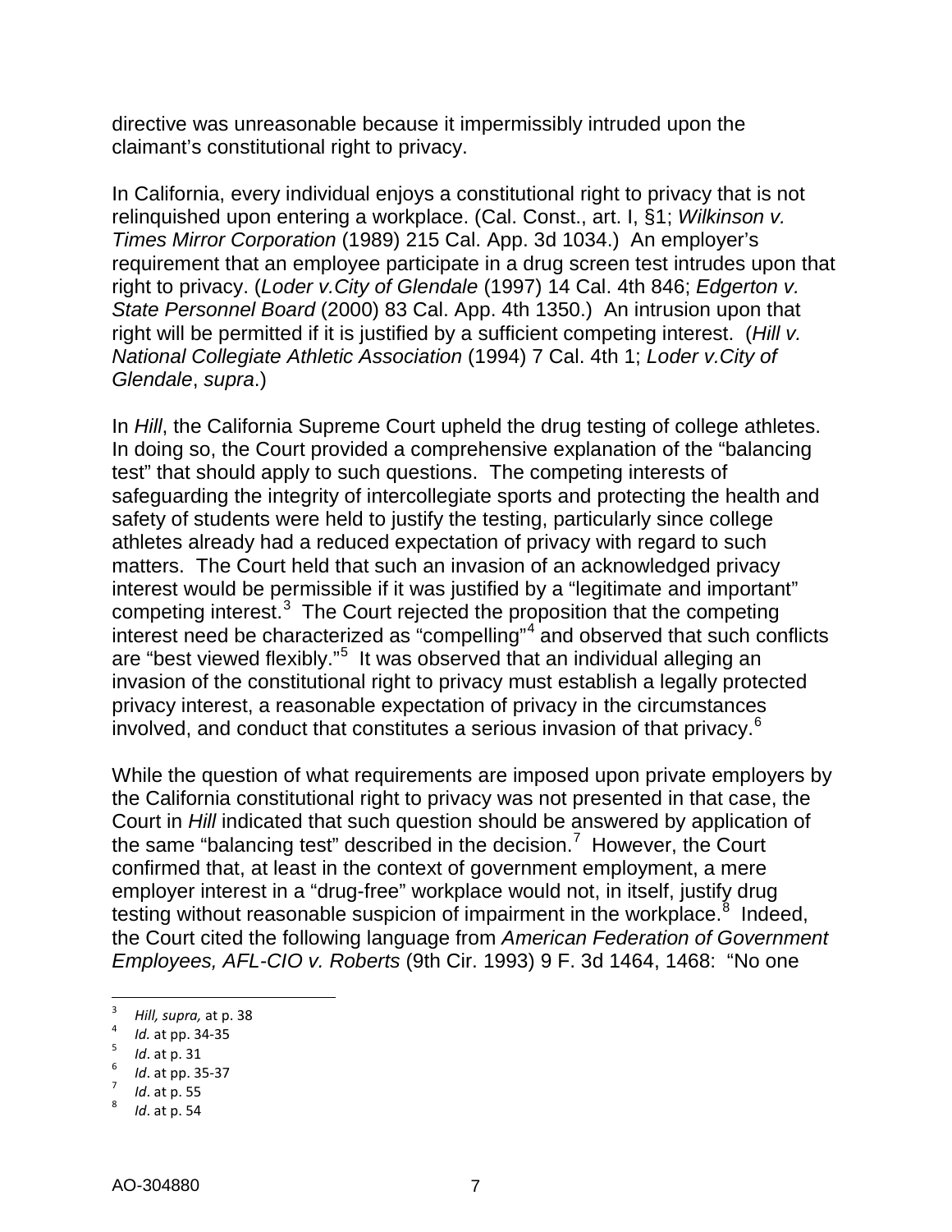directive was unreasonable because it impermissibly intruded upon the claimant's constitutional right to privacy.

In California, every individual enjoys a constitutional right to privacy that is not relinquished upon entering a workplace. (Cal. Const., art. I, §1; *Wilkinson v. Times Mirror Corporation* (1989) 215 Cal. App. 3d 1034.) An employer's requirement that an employee participate in a drug screen test intrudes upon that right to privacy. (*Loder v.City of Glendale* (1997) 14 Cal. 4th 846; *Edgerton v. State Personnel Board* (2000) 83 Cal. App. 4th 1350.) An intrusion upon that right will be permitted if it is justified by a sufficient competing interest. (*Hill v. National Collegiate Athletic Association* (1994) 7 Cal. 4th 1; *Loder v.City of Glendale*, *supra*.)

In *Hill*, the California Supreme Court upheld the drug testing of college athletes. In doing so, the Court provided a comprehensive explanation of the "balancing test" that should apply to such questions. The competing interests of safeguarding the integrity of intercollegiate sports and protecting the health and safety of students were held to justify the testing, particularly since college athletes already had a reduced expectation of privacy with regard to such matters. The Court held that such an invasion of an acknowledged privacy interest would be permissible if it was justified by a "legitimate and important" competing interest.[3] The Court rejected the proposition that the competing interest need be characterized as "compelling"[4] and observed that such conflicts are "best viewed flexibly."[5] It was observed that an individual alleging an invasion of the constitutional right to privacy must establish a legally protected privacy interest, a reasonable expectation of privacy in the circumstances involved, and conduct that constitutes a serious invasion of that privacy.[6]

While the question of what requirements are imposed upon private employers by the California constitutional right to privacy was not presented in that case, the Court in *Hill* indicated that such question should be answered by application of the same "balancing test" described in the decision.[7] However, the Court confirmed that, at least in the context of government employment, a mere employer interest in a "drug-free" workplace would not, in itself, justify drug testing without reasonable suspicion of impairment in the workplace.[8] Indeed, the Court cited the following language from *American Federation of Government Employees, AFL-CIO v. Roberts* (9th Cir. 1993) 9 F. 3d 1464, 1468: "No one

---

[3] *Hill, supra,* at p. 38
[4] *Id.* at pp. 34-35
[5] *Id*. at p. 31
[6] *Id*. at pp. 35-37
[7] *Id*. at p. 55
[8] *Id*. at p. 54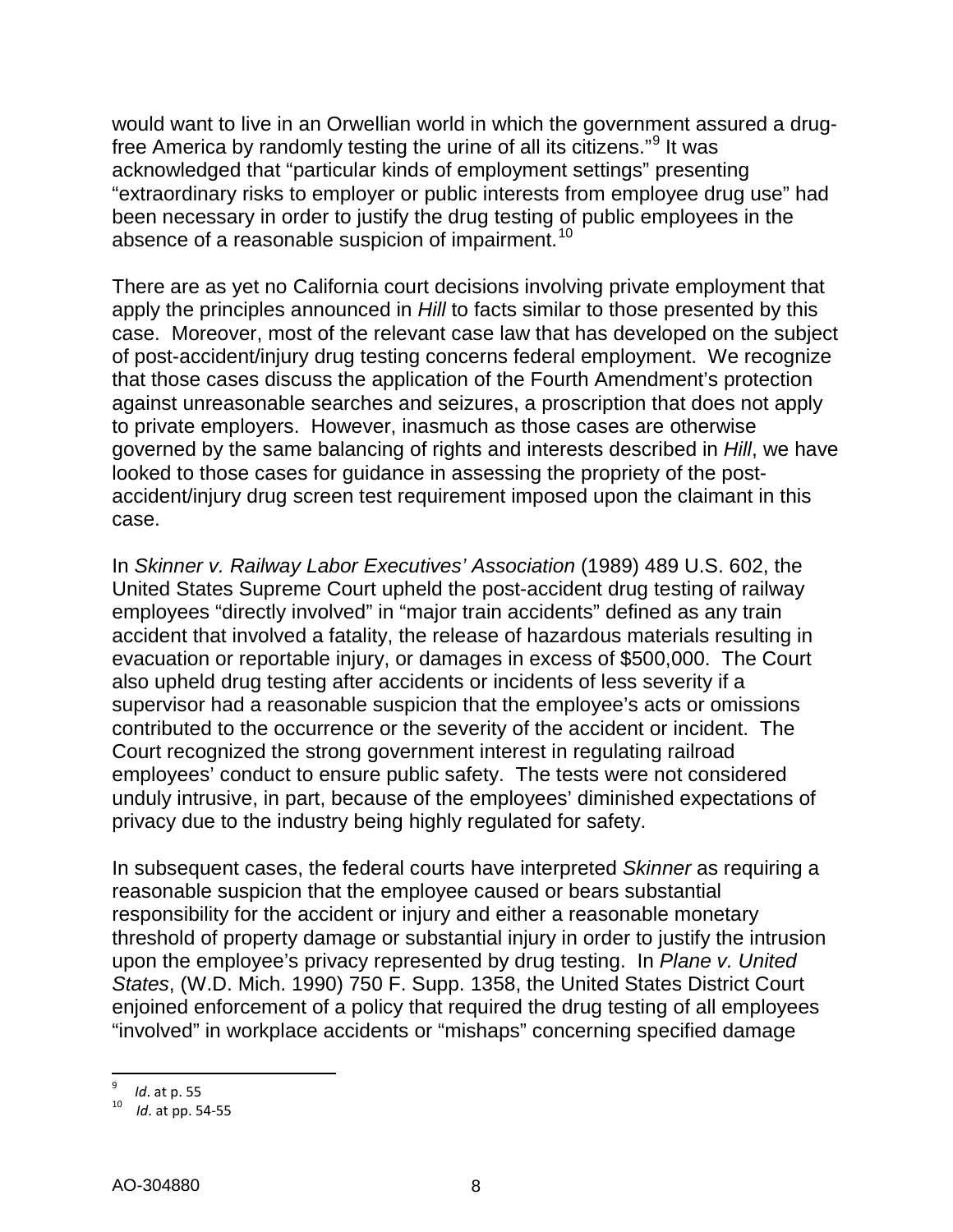would want to live in an Orwellian world in which the government assured a drug-free America by randomly testing the urine of all its citizens."[9] It was acknowledged that "particular kinds of employment settings" presenting "extraordinary risks to employer or public interests from employee drug use" had been necessary in order to justify the drug testing of public employees in the absence of a reasonable suspicion of impairment.[10]

There are as yet no California court decisions involving private employment that apply the principles announced in *Hill* to facts similar to those presented by this case. Moreover, most of the relevant case law that has developed on the subject of post-accident/injury drug testing concerns federal employment. We recognize that those cases discuss the application of the Fourth Amendment's protection against unreasonable searches and seizures, a proscription that does not apply to private employers. However, inasmuch as those cases are otherwise governed by the same balancing of rights and interests described in *Hill*, we have looked to those cases for guidance in assessing the propriety of the post-accident/injury drug screen test requirement imposed upon the claimant in this case.

In *Skinner v. Railway Labor Executives' Association* (1989) 489 U.S. 602, the United States Supreme Court upheld the post-accident drug testing of railway employees "directly involved" in "major train accidents" defined as any train accident that involved a fatality, the release of hazardous materials resulting in evacuation or reportable injury, or damages in excess of $500,000. The Court also upheld drug testing after accidents or incidents of less severity if a supervisor had a reasonable suspicion that the employee's acts or omissions contributed to the occurrence or the severity of the accident or incident. The Court recognized the strong government interest in regulating railroad employees' conduct to ensure public safety. The tests were not considered unduly intrusive, in part, because of the employees' diminished expectations of privacy due to the industry being highly regulated for safety.

In subsequent cases, the federal courts have interpreted *Skinner* as requiring a reasonable suspicion that the employee caused or bears substantial responsibility for the accident or injury and either a reasonable monetary threshold of property damage or substantial injury in order to justify the intrusion upon the employee's privacy represented by drug testing. In *Plane v. United States*, (W.D. Mich. 1990) 750 F. Supp. 1358, the United States District Court enjoined enforcement of a policy that required the drug testing of all employees "involved" in workplace accidents or "mishaps" concerning specified damage

---

[9] *Id*. at p. 55

[10] *Id*. at pp. 54-55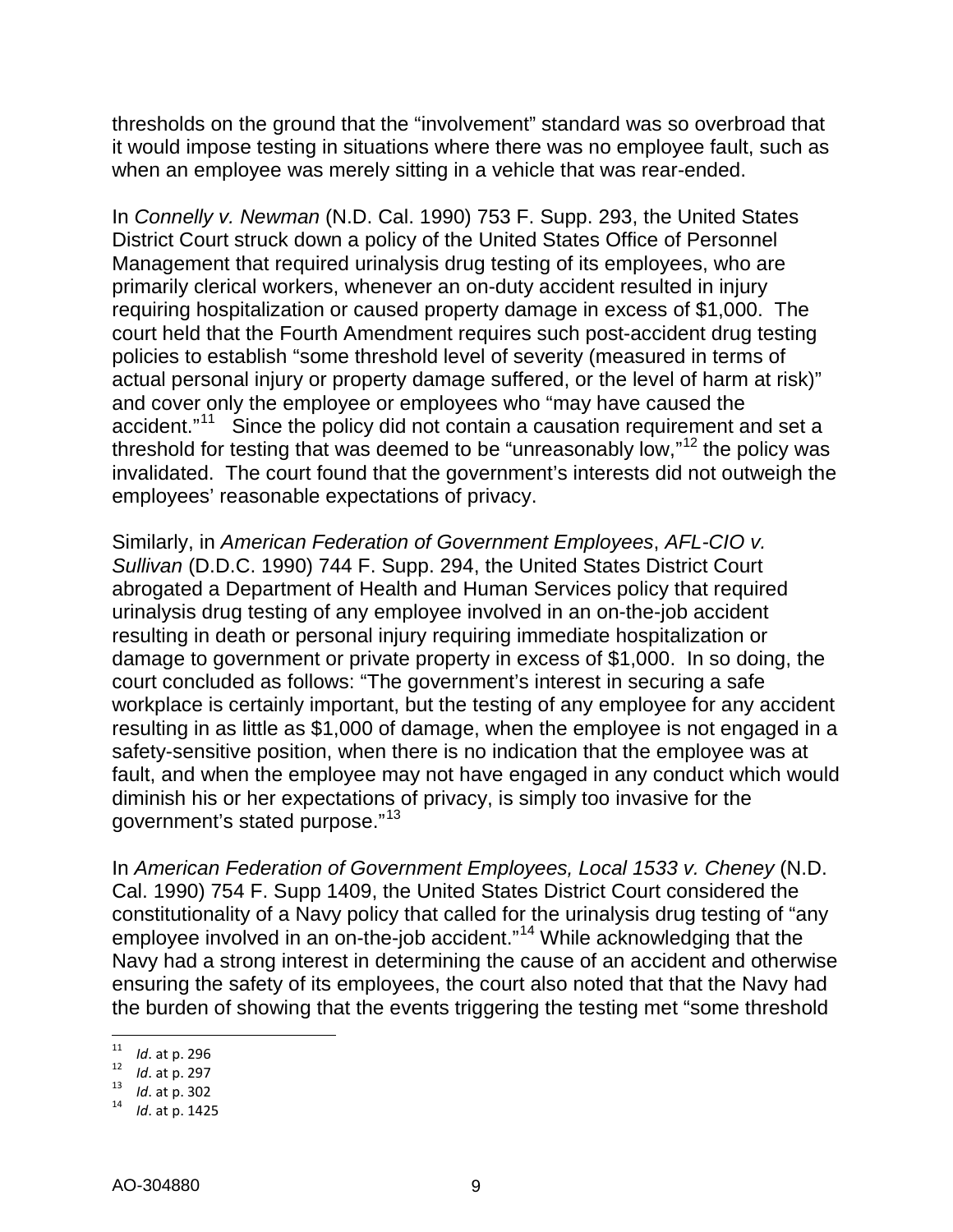thresholds on the ground that the "involvement" standard was so overbroad that it would impose testing in situations where there was no employee fault, such as when an employee was merely sitting in a vehicle that was rear-ended.

In *Connelly v. Newman* (N.D. Cal. 1990) 753 F. Supp. 293, the United States District Court struck down a policy of the United States Office of Personnel Management that required urinalysis drug testing of its employees, who are primarily clerical workers, whenever an on-duty accident resulted in injury requiring hospitalization or caused property damage in excess of $1,000. The court held that the Fourth Amendment requires such post-accident drug testing policies to establish "some threshold level of severity (measured in terms of actual personal injury or property damage suffered, or the level of harm at risk)" and cover only the employee or employees who "may have caused the accident."[11] Since the policy did not contain a causation requirement and set a threshold for testing that was deemed to be "unreasonably low,"[12] the policy was invalidated. The court found that the government's interests did not outweigh the employees' reasonable expectations of privacy.

Similarly, in *American Federation of Government Employees*, *AFL-CIO v. Sullivan* (D.D.C. 1990) 744 F. Supp. 294, the United States District Court abrogated a Department of Health and Human Services policy that required urinalysis drug testing of any employee involved in an on-the-job accident resulting in death or personal injury requiring immediate hospitalization or damage to government or private property in excess of $1,000. In so doing, the court concluded as follows: "The government's interest in securing a safe workplace is certainly important, but the testing of any employee for any accident resulting in as little as $1,000 of damage, when the employee is not engaged in a safety-sensitive position, when there is no indication that the employee was at fault, and when the employee may not have engaged in any conduct which would diminish his or her expectations of privacy, is simply too invasive for the government's stated purpose."[13]

In *American Federation of Government Employees, Local 1533 v. Cheney* (N.D. Cal. 1990) 754 F. Supp 1409, the United States District Court considered the constitutionality of a Navy policy that called for the urinalysis drug testing of "any employee involved in an on-the-job accident."[14] While acknowledging that the Navy had a strong interest in determining the cause of an accident and otherwise ensuring the safety of its employees, the court also noted that that the Navy had the burden of showing that the events triggering the testing met "some threshold

---

[11] *Id*. at p. 296

[12] *Id*. at p. 297

[13] *Id*. at p. 302

[14] *Id*. at p. 1425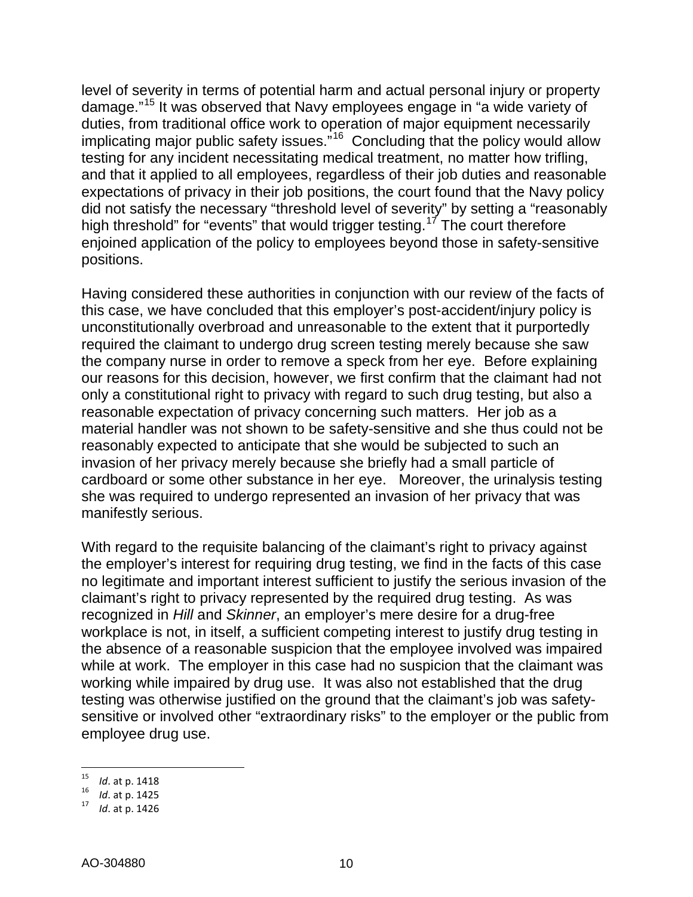level of severity in terms of potential harm and actual personal injury or property damage."[15] It was observed that Navy employees engage in "a wide variety of duties, from traditional office work to operation of major equipment necessarily implicating major public safety issues."[16] Concluding that the policy would allow testing for any incident necessitating medical treatment, no matter how trifling, and that it applied to all employees, regardless of their job duties and reasonable expectations of privacy in their job positions, the court found that the Navy policy did not satisfy the necessary "threshold level of severity" by setting a "reasonably high threshold" for "events" that would trigger testing.[17] The court therefore enjoined application of the policy to employees beyond those in safety-sensitive positions.

Having considered these authorities in conjunction with our review of the facts of this case, we have concluded that this employer's post-accident/injury policy is unconstitutionally overbroad and unreasonable to the extent that it purportedly required the claimant to undergo drug screen testing merely because she saw the company nurse in order to remove a speck from her eye. Before explaining our reasons for this decision, however, we first confirm that the claimant had not only a constitutional right to privacy with regard to such drug testing, but also a reasonable expectation of privacy concerning such matters. Her job as a material handler was not shown to be safety-sensitive and she thus could not be reasonably expected to anticipate that she would be subjected to such an invasion of her privacy merely because she briefly had a small particle of cardboard or some other substance in her eye. Moreover, the urinalysis testing she was required to undergo represented an invasion of her privacy that was manifestly serious.

With regard to the requisite balancing of the claimant's right to privacy against the employer's interest for requiring drug testing, we find in the facts of this case no legitimate and important interest sufficient to justify the serious invasion of the claimant's right to privacy represented by the required drug testing. As was recognized in *Hill* and *Skinner*, an employer's mere desire for a drug-free workplace is not, in itself, a sufficient competing interest to justify drug testing in the absence of a reasonable suspicion that the employee involved was impaired while at work. The employer in this case had no suspicion that the claimant was working while impaired by drug use. It was also not established that the drug testing was otherwise justified on the ground that the claimant's job was safety-sensitive or involved other "extraordinary risks" to the employer or the public from employee drug use.

---

[15] *Id*. at p. 1418

[16] *Id*. at p. 1425

[17] *Id*. at p. 1426

AO-304880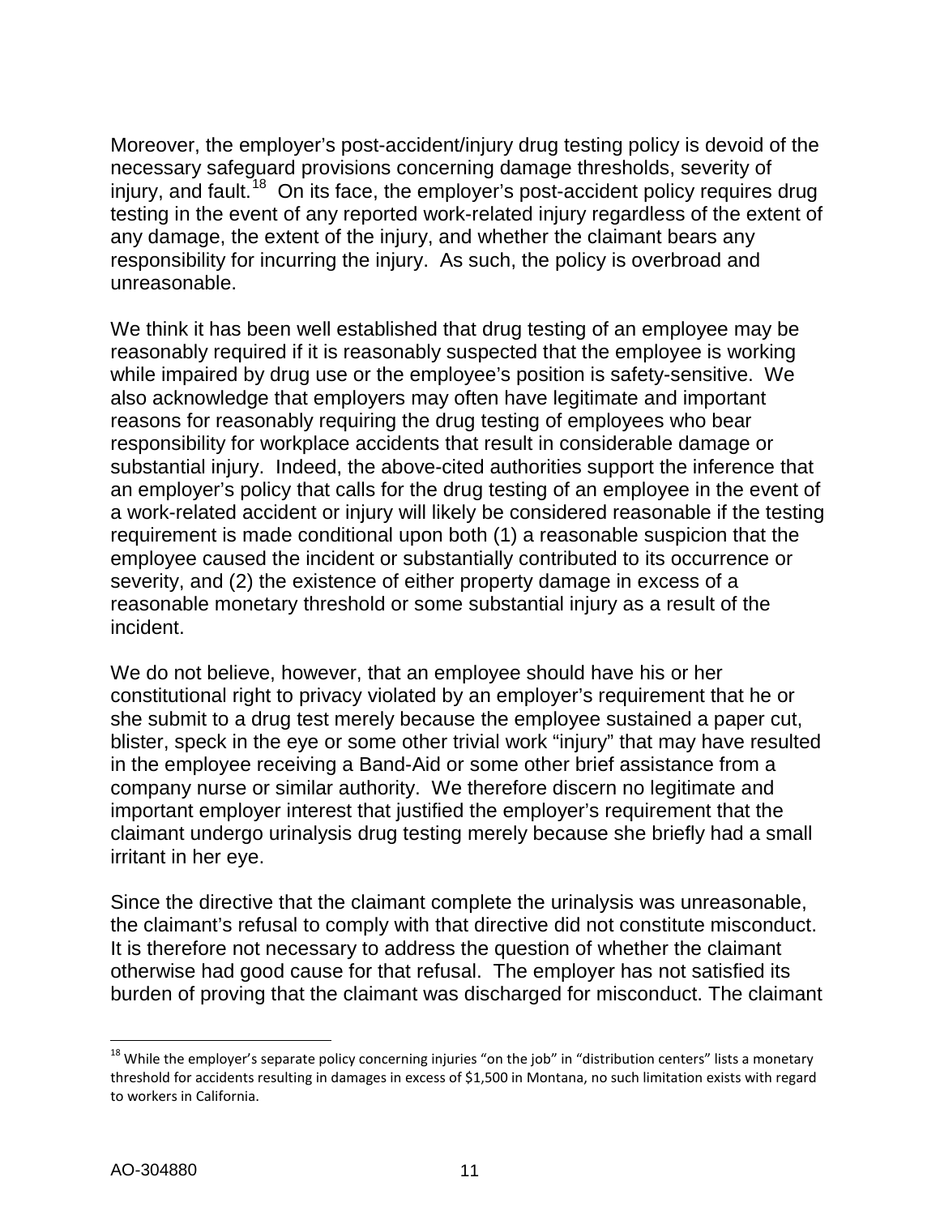Moreover, the employer's post-accident/injury drug testing policy is devoid of the necessary safeguard provisions concerning damage thresholds, severity of injury, and fault.[18] On its face, the employer's post-accident policy requires drug testing in the event of any reported work-related injury regardless of the extent of any damage, the extent of the injury, and whether the claimant bears any responsibility for incurring the injury. As such, the policy is overbroad and unreasonable.

We think it has been well established that drug testing of an employee may be reasonably required if it is reasonably suspected that the employee is working while impaired by drug use or the employee's position is safety-sensitive. We also acknowledge that employers may often have legitimate and important reasons for reasonably requiring the drug testing of employees who bear responsibility for workplace accidents that result in considerable damage or substantial injury. Indeed, the above-cited authorities support the inference that an employer's policy that calls for the drug testing of an employee in the event of a work-related accident or injury will likely be considered reasonable if the testing requirement is made conditional upon both (1) a reasonable suspicion that the employee caused the incident or substantially contributed to its occurrence or severity, and (2) the existence of either property damage in excess of a reasonable monetary threshold or some substantial injury as a result of the incident.

We do not believe, however, that an employee should have his or her constitutional right to privacy violated by an employer's requirement that he or she submit to a drug test merely because the employee sustained a paper cut, blister, speck in the eye or some other trivial work "injury" that may have resulted in the employee receiving a Band-Aid or some other brief assistance from a company nurse or similar authority. We therefore discern no legitimate and important employer interest that justified the employer's requirement that the claimant undergo urinalysis drug testing merely because she briefly had a small irritant in her eye.

Since the directive that the claimant complete the urinalysis was unreasonable, the claimant's refusal to comply with that directive did not constitute misconduct. It is therefore not necessary to address the question of whether the claimant otherwise had good cause for that refusal. The employer has not satisfied its burden of proving that the claimant was discharged for misconduct. The claimant

[18] While the employer's separate policy concerning injuries "on the job" in "distribution centers" lists a monetary threshold for accidents resulting in damages in excess of $1,500 in Montana, no such limitation exists with regard to workers in California.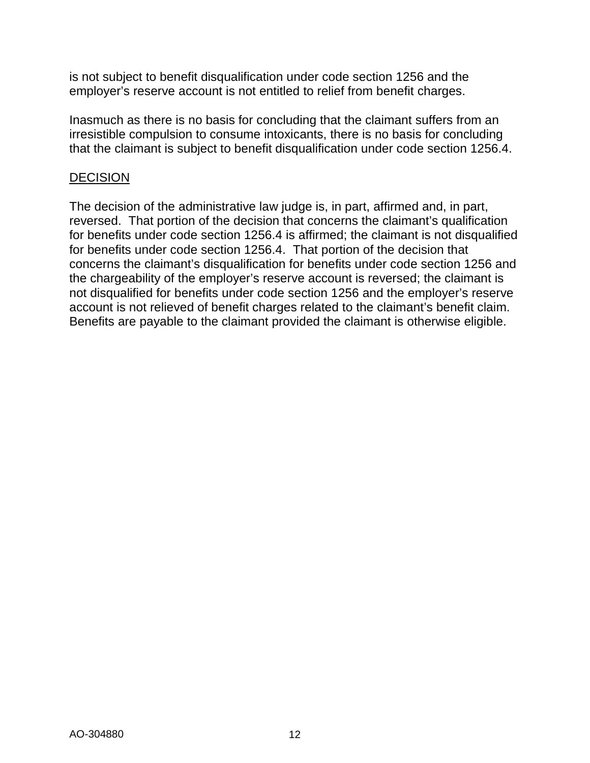is not subject to benefit disqualification under code section 1256 and the employer's reserve account is not entitled to relief from benefit charges.

Inasmuch as there is no basis for concluding that the claimant suffers from an irresistible compulsion to consume intoxicants, there is no basis for concluding that the claimant is subject to benefit disqualification under code section 1256.4.

## DECISION

The decision of the administrative law judge is, in part, affirmed and, in part, reversed. That portion of the decision that concerns the claimant's qualification for benefits under code section 1256.4 is affirmed; the claimant is not disqualified for benefits under code section 1256.4. That portion of the decision that concerns the claimant's disqualification for benefits under code section 1256 and the chargeability of the employer's reserve account is reversed; the claimant is not disqualified for benefits under code section 1256 and the employer's reserve account is not relieved of benefit charges related to the claimant's benefit claim. Benefits are payable to the claimant provided the claimant is otherwise eligible.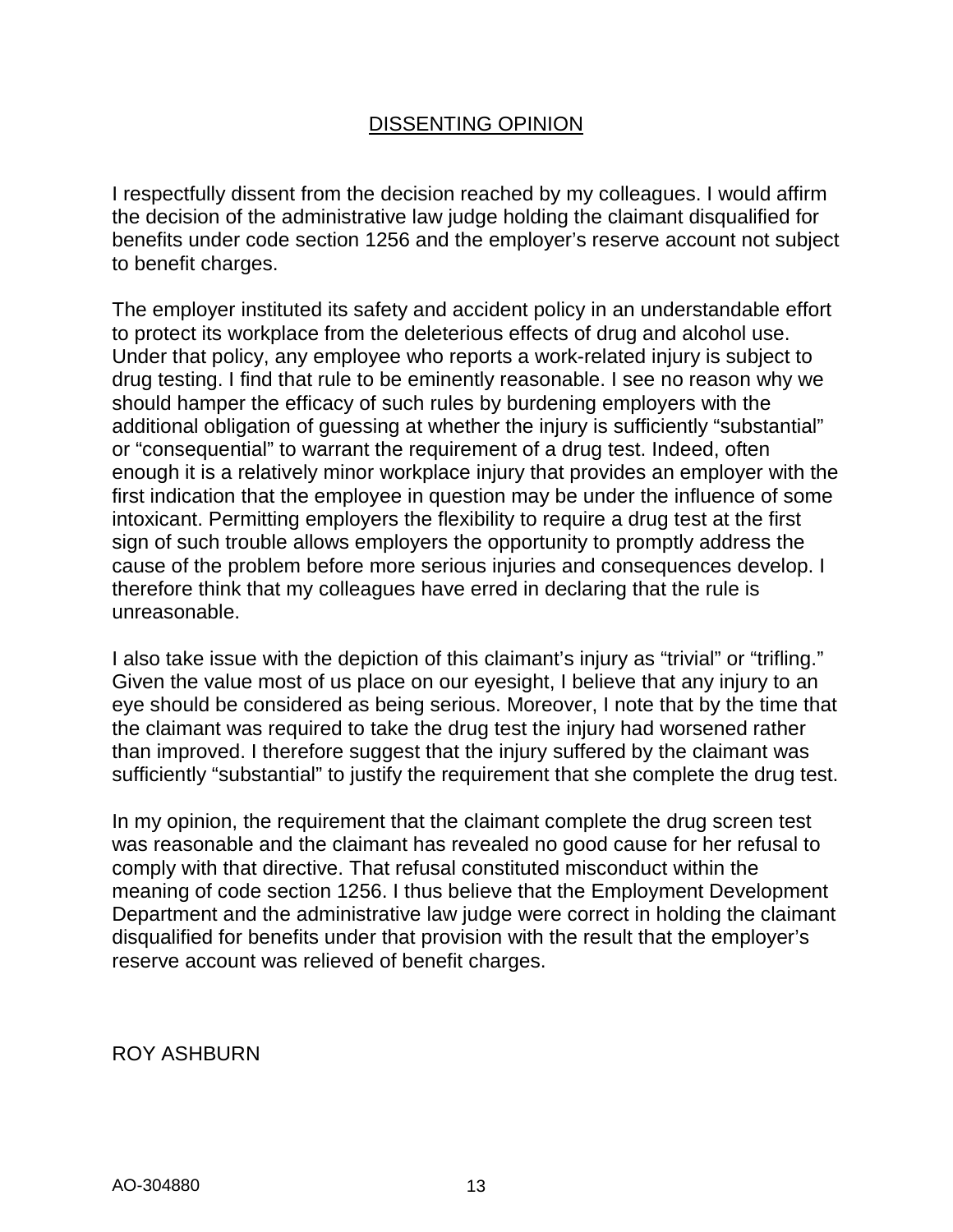## DISSENTING OPINION

I respectfully dissent from the decision reached by my colleagues. I would affirm the decision of the administrative law judge holding the claimant disqualified for benefits under code section 1256 and the employer's reserve account not subject to benefit charges.

The employer instituted its safety and accident policy in an understandable effort to protect its workplace from the deleterious effects of drug and alcohol use. Under that policy, any employee who reports a work-related injury is subject to drug testing. I find that rule to be eminently reasonable. I see no reason why we should hamper the efficacy of such rules by burdening employers with the additional obligation of guessing at whether the injury is sufficiently "substantial" or "consequential" to warrant the requirement of a drug test. Indeed, often enough it is a relatively minor workplace injury that provides an employer with the first indication that the employee in question may be under the influence of some intoxicant. Permitting employers the flexibility to require a drug test at the first sign of such trouble allows employers the opportunity to promptly address the cause of the problem before more serious injuries and consequences develop. I therefore think that my colleagues have erred in declaring that the rule is unreasonable.

I also take issue with the depiction of this claimant's injury as "trivial" or "trifling." Given the value most of us place on our eyesight, I believe that any injury to an eye should be considered as being serious. Moreover, I note that by the time that the claimant was required to take the drug test the injury had worsened rather than improved. I therefore suggest that the injury suffered by the claimant was sufficiently "substantial" to justify the requirement that she complete the drug test.

In my opinion, the requirement that the claimant complete the drug screen test was reasonable and the claimant has revealed no good cause for her refusal to comply with that directive. That refusal constituted misconduct within the meaning of code section 1256. I thus believe that the Employment Development Department and the administrative law judge were correct in holding the claimant disqualified for benefits under that provision with the result that the employer's reserve account was relieved of benefit charges.

ROY ASHBURN

AO-304880